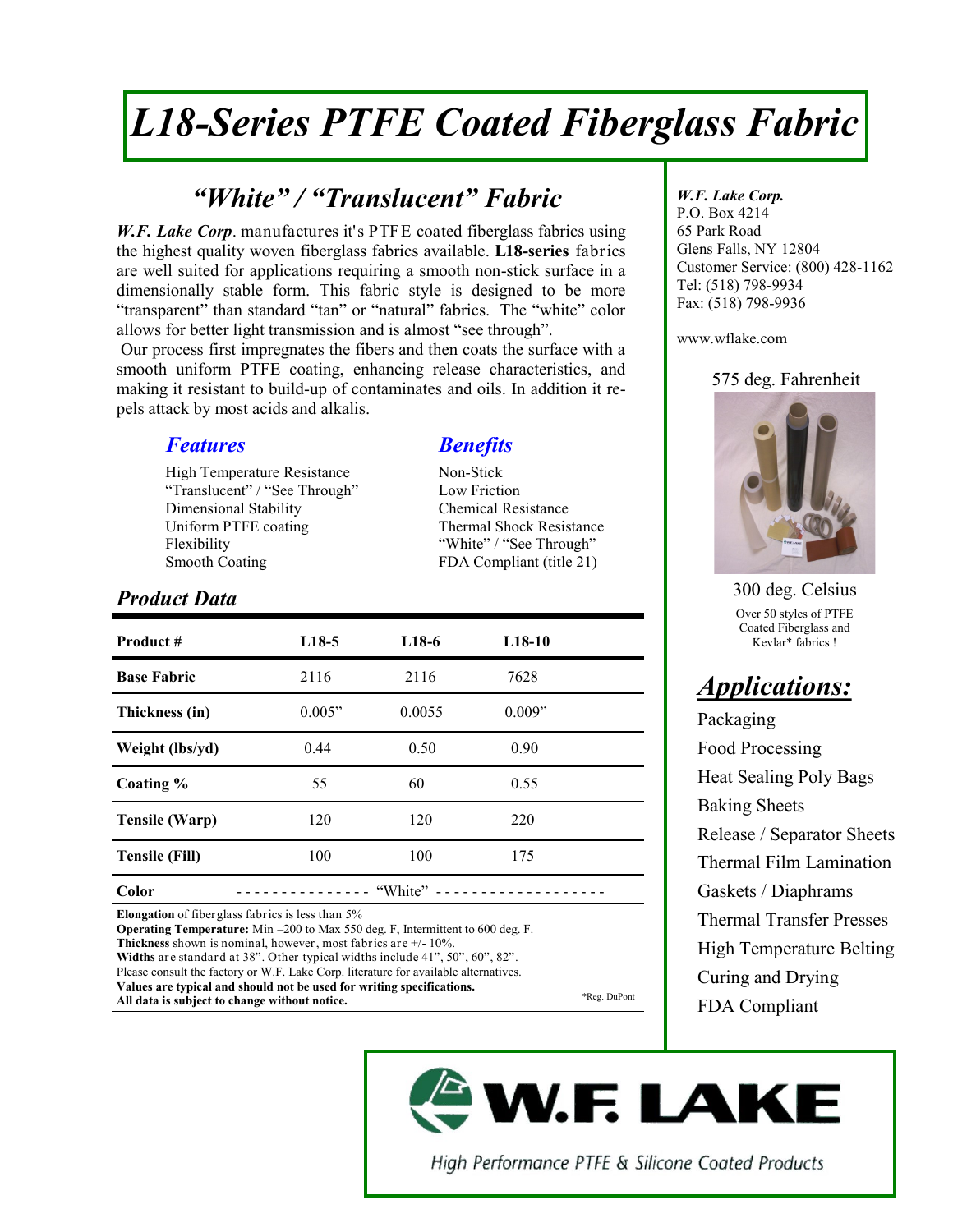# L18-Series PTFE Coated Fiberglass Fabric

## *"White" / "Translucent" Fabric*

***W.F. Lake Corp***. manufactures it's PTFE coated fiberglass fabrics using the highest quality woven fiberglass fabrics available. **L18-series** fabrics are well suited for applications requiring a smooth non-stick surface in a dimensionally stable form. This fabric style is designed to be more "transparent" than standard "tan" or "natural" fabrics. The "white" color allows for better light transmission and is almost "see through".

Our process first impregnates the fibers and then coats the surface with a smooth uniform PTFE coating, enhancing release characteristics, and making it resistant to build-up of contaminates and oils. In addition it repels attack by most acids and alkalis.

### *Features*

- High Temperature Resistance
- "Translucent" / "See Through"
- Dimensional Stability
- Uniform PTFE coating
- Flexibility
- Smooth Coating

### *Benefits*

- Non-Stick
- Low Friction
- Chemical Resistance
- Thermal Shock Resistance
- "White" / "See Through"
- FDA Compliant (title 21)

### *Product Data*

| Product # | L18-5 | L18-6 | L18-10 |
|---|---|---|---|
| **Base Fabric** | 2116 | 2116 | 7628 |
| **Thickness (in)** | 0.005" | 0.0055 | 0.009" |
| **Weight (lbs/yd)** | 0.44 | 0.50 | 0.90 |
| **Coating %** | 55 | 60 | 0.55 |
| **Tensile (Warp)** | 120 | 120 | 220 |
| **Tensile (Fill)** | 100 | 100 | 175 |
| **Color** | "White" | "White" | "White" |

**Elongation** of fiberglass fabrics is less than 5%
**Operating Temperature:** Min –200 to Max 550 deg. F, Intermittent to 600 deg. F.
**Thickness** shown is nominal, however, most fabrics are +/- 10%.
**Widths** are standard at 38". Other typical widths include 41", 50", 60", 82".
Please consult the factory or W.F. Lake Corp. literature for available alternatives.
**Values are typical and should not be used for writing specifications.**
**All data is subject to change without notice.**

*Reg. DuPont

***W.F. Lake Corp.***
P.O. Box 4214
65 Park Road
Glens Falls, NY 12804
Customer Service: (800) 428-1162
Tel: (518) 798-9934
Fax: (518) 798-9936

www.wflake.com

575 deg. Fahrenheit

300 deg. Celsius

Over 50 styles of PTFE Coated Fiberglass and Kevlar* fabrics !

## *Applications:*

- Packaging
- Food Processing
- Heat Sealing Poly Bags
- Baking Sheets
- Release / Separator Sheets
- Thermal Film Lamination
- Gaskets / Diaphrams
- Thermal Transfer Presses
- High Temperature Belting
- Curing and Drying
- FDA Compliant

W.F. LAKE

*High Performance PTFE & Silicone Coated Products*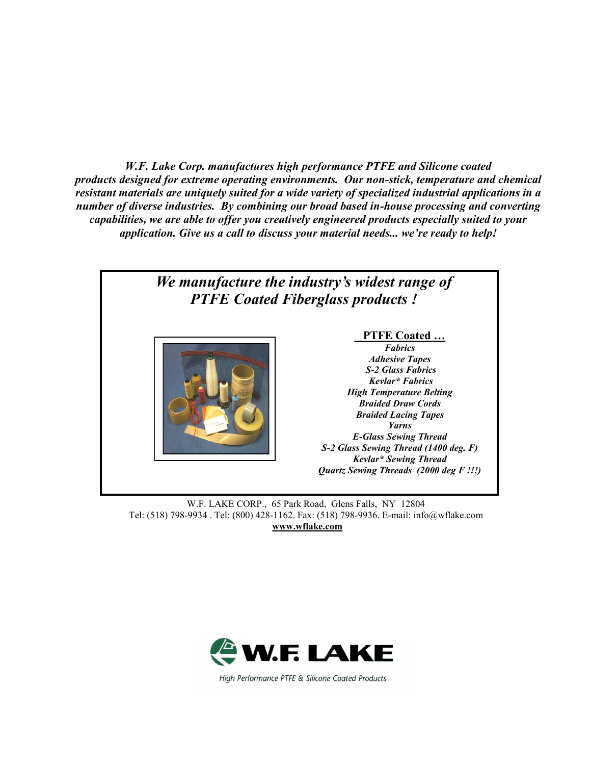***W.F. Lake Corp. manufactures high performance PTFE and Silicone coated products designed for extreme operating environments. Our non-stick, temperature and chemical resistant materials are uniquely suited for a wide variety of specialized industrial applications in a number of diverse industries. By combining our broad based in-house processing and converting capabilities, we are able to offer you creatively engineered products especially suited to your application. Give us a call to discuss your material needs... we're ready to help!***

## *We manufacture the industry's widest range of PTFE Coated Fiberglass products !*

**PTFE Coated …**

***Fabrics***
***Adhesive Tapes***
***S-2 Glass Fabrics***
***Kevlar* Fabrics***
***High Temperature Belting***
***Braided Draw Cords***
***Braided Lacing Tapes***
***Yarns***
***E-Glass Sewing Thread***
***S-2 Glass Sewing Thread (1400 deg. F)***
***Kevlar* Sewing Thread***
***Quartz Sewing Threads (2000 deg F !!!)***

W.F. LAKE CORP., 65 Park Road, Glens Falls, NY 12804
Tel: (518) 798-9934 . Tel: (800) 428-1162. Fax: (518) 798-9936. E-mail: info@wflake.com
**www.wflake.com**

W.F. LAKE

High Performance PTFE & Silicone Coated Products